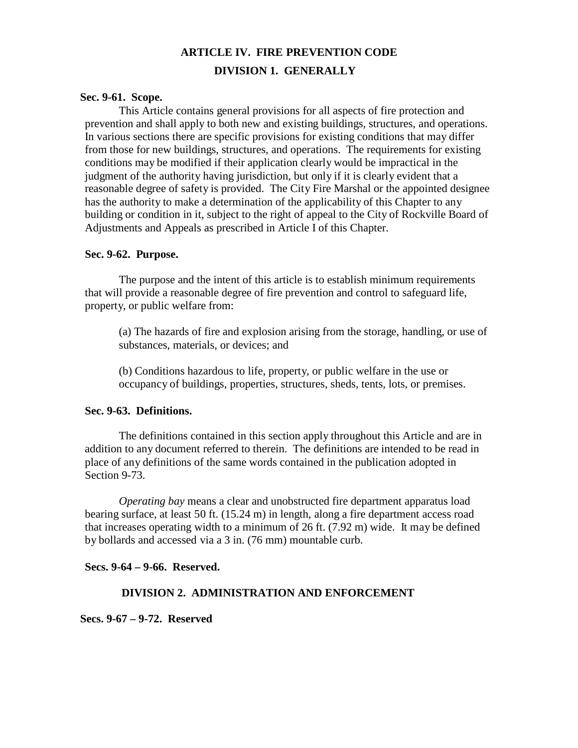# ARTICLE IV. FIRE PREVENTION CODE

## DIVISION 1. GENERALLY

### Sec. 9-61. Scope.

This Article contains general provisions for all aspects of fire protection and prevention and shall apply to both new and existing buildings, structures, and operations. In various sections there are specific provisions for existing conditions that may differ from those for new buildings, structures, and operations. The requirements for existing conditions may be modified if their application clearly would be impractical in the judgment of the authority having jurisdiction, but only if it is clearly evident that a reasonable degree of safety is provided. The City Fire Marshal or the appointed designee has the authority to make a determination of the applicability of this Chapter to any building or condition in it, subject to the right of appeal to the City of Rockville Board of Adjustments and Appeals as prescribed in Article I of this Chapter.

### Sec. 9-62. Purpose.

The purpose and the intent of this article is to establish minimum requirements that will provide a reasonable degree of fire prevention and control to safeguard life, property, or public welfare from:

(a) The hazards of fire and explosion arising from the storage, handling, or use of substances, materials, or devices; and

(b) Conditions hazardous to life, property, or public welfare in the use or occupancy of buildings, properties, structures, sheds, tents, lots, or premises.

### Sec. 9-63. Definitions.

The definitions contained in this section apply throughout this Article and are in addition to any document referred to therein. The definitions are intended to be read in place of any definitions of the same words contained in the publication adopted in Section 9-73.

*Operating bay* means a clear and unobstructed fire department apparatus load bearing surface, at least 50 ft. (15.24 m) in length, along a fire department access road that increases operating width to a minimum of 26 ft. (7.92 m) wide. It may be defined by bollards and accessed via a 3 in. (76 mm) mountable curb.

### Secs. 9-64 – 9-66. Reserved.

## DIVISION 2. ADMINISTRATION AND ENFORCEMENT

### Secs. 9-67 – 9-72. Reserved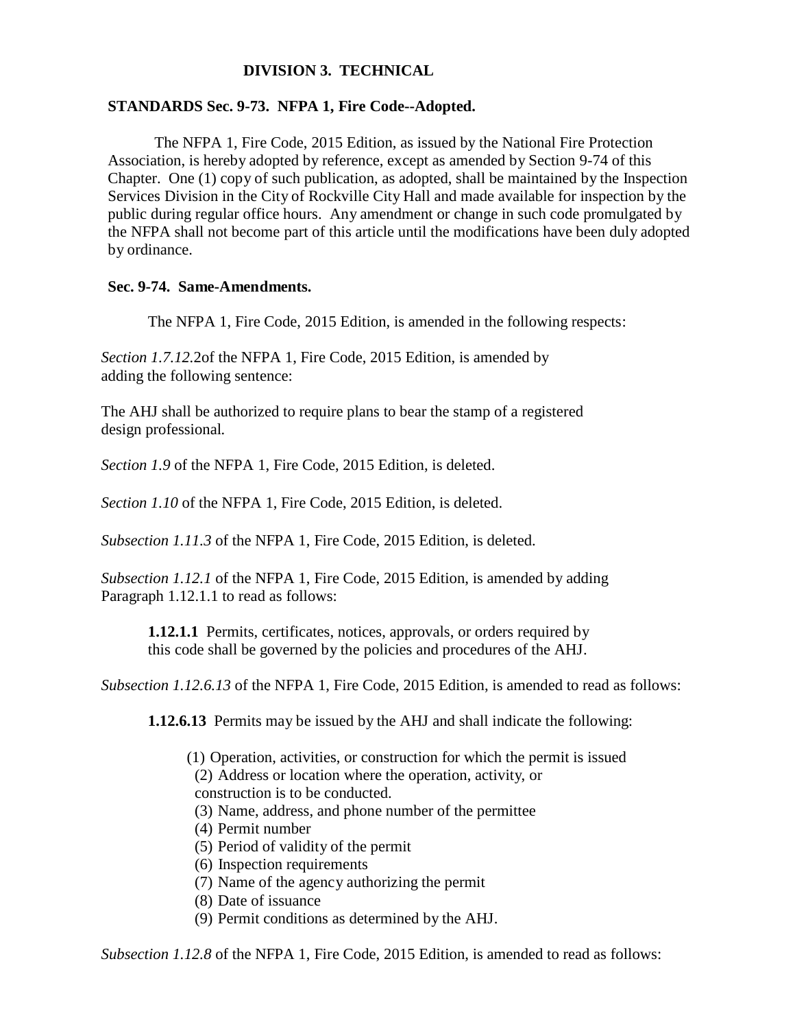## DIVISION 3. TECHNICAL

### STANDARDS Sec. 9-73. NFPA 1, Fire Code--Adopted.

The NFPA 1, Fire Code, 2015 Edition, as issued by the National Fire Protection Association, is hereby adopted by reference, except as amended by Section 9-74 of this Chapter. One (1) copy of such publication, as adopted, shall be maintained by the Inspection Services Division in the City of Rockville City Hall and made available for inspection by the public during regular office hours. Any amendment or change in such code promulgated by the NFPA shall not become part of this article until the modifications have been duly adopted by ordinance.

### Sec. 9-74. Same-Amendments.

The NFPA 1, Fire Code, 2015 Edition, is amended in the following respects:

*Section 1.7.12.*2of the NFPA 1, Fire Code, 2015 Edition, is amended by adding the following sentence:

The AHJ shall be authorized to require plans to bear the stamp of a registered design professional.

*Section 1.9* of the NFPA 1, Fire Code, 2015 Edition, is deleted.

*Section 1.10* of the NFPA 1, Fire Code, 2015 Edition, is deleted.

*Subsection 1.11.3* of the NFPA 1, Fire Code, 2015 Edition, is deleted.

*Subsection 1.12.1* of the NFPA 1, Fire Code, 2015 Edition, is amended by adding Paragraph 1.12.1.1 to read as follows:

> **1.12.1.1** Permits, certificates, notices, approvals, or orders required by this code shall be governed by the policies and procedures of the AHJ.

*Subsection 1.12.6.13* of the NFPA 1, Fire Code, 2015 Edition, is amended to read as follows:

> **1.12.6.13** Permits may be issued by the AHJ and shall indicate the following:
>
> (1) Operation, activities, or construction for which the permit is issued
> (2) Address or location where the operation, activity, or construction is to be conducted.
> (3) Name, address, and phone number of the permittee
> (4) Permit number
> (5) Period of validity of the permit
> (6) Inspection requirements
> (7) Name of the agency authorizing the permit
> (8) Date of issuance
> (9) Permit conditions as determined by the AHJ.

*Subsection 1.12.8* of the NFPA 1, Fire Code, 2015 Edition, is amended to read as follows: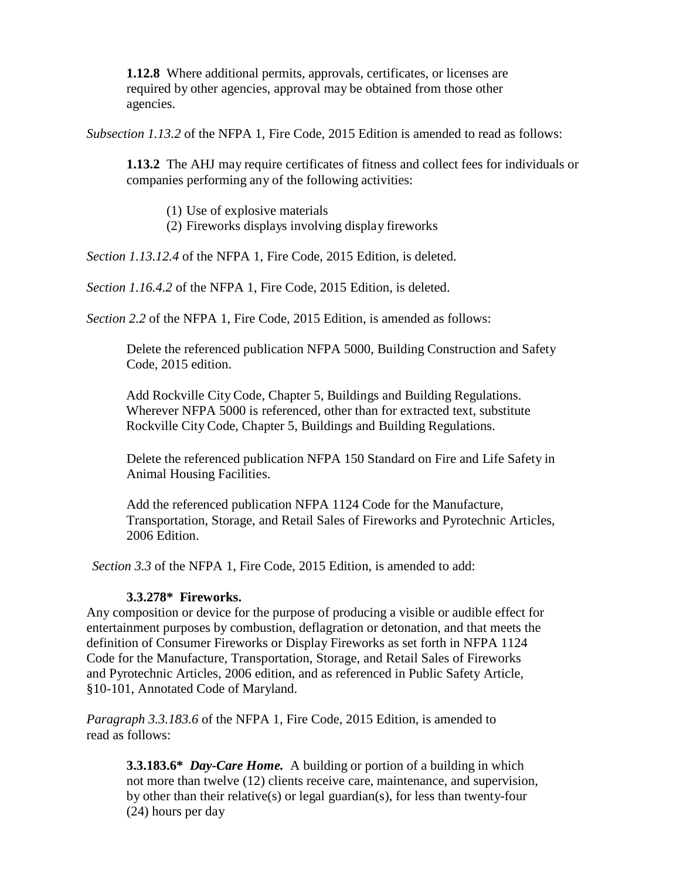**1.12.8** Where additional permits, approvals, certificates, or licenses are required by other agencies, approval may be obtained from those other agencies.

*Subsection 1.13.2* of the NFPA 1, Fire Code, 2015 Edition is amended to read as follows:

**1.13.2** The AHJ may require certificates of fitness and collect fees for individuals or companies performing any of the following activities:

(1) Use of explosive materials
(2) Fireworks displays involving display fireworks

*Section 1.13.12.4* of the NFPA 1, Fire Code, 2015 Edition, is deleted.

*Section 1.16.4.2* of the NFPA 1, Fire Code, 2015 Edition, is deleted.

*Section 2.2* of the NFPA 1, Fire Code, 2015 Edition, is amended as follows:

Delete the referenced publication NFPA 5000, Building Construction and Safety Code, 2015 edition.

Add Rockville City Code, Chapter 5, Buildings and Building Regulations. Wherever NFPA 5000 is referenced, other than for extracted text, substitute Rockville City Code, Chapter 5, Buildings and Building Regulations.

Delete the referenced publication NFPA 150 Standard on Fire and Life Safety in Animal Housing Facilities.

Add the referenced publication NFPA 1124 Code for the Manufacture, Transportation, Storage, and Retail Sales of Fireworks and Pyrotechnic Articles, 2006 Edition.

*Section 3.3* of the NFPA 1, Fire Code, 2015 Edition, is amended to add:

**3.3.278\* Fireworks.**

Any composition or device for the purpose of producing a visible or audible effect for entertainment purposes by combustion, deflagration or detonation, and that meets the definition of Consumer Fireworks or Display Fireworks as set forth in NFPA 1124 Code for the Manufacture, Transportation, Storage, and Retail Sales of Fireworks and Pyrotechnic Articles, 2006 edition, and as referenced in Public Safety Article, §10-101, Annotated Code of Maryland.

*Paragraph 3.3.183.6* of the NFPA 1, Fire Code, 2015 Edition, is amended to read as follows:

**3.3.183.6\*** ***Day-Care Home.*** A building or portion of a building in which not more than twelve (12) clients receive care, maintenance, and supervision, by other than their relative(s) or legal guardian(s), for less than twenty-four (24) hours per day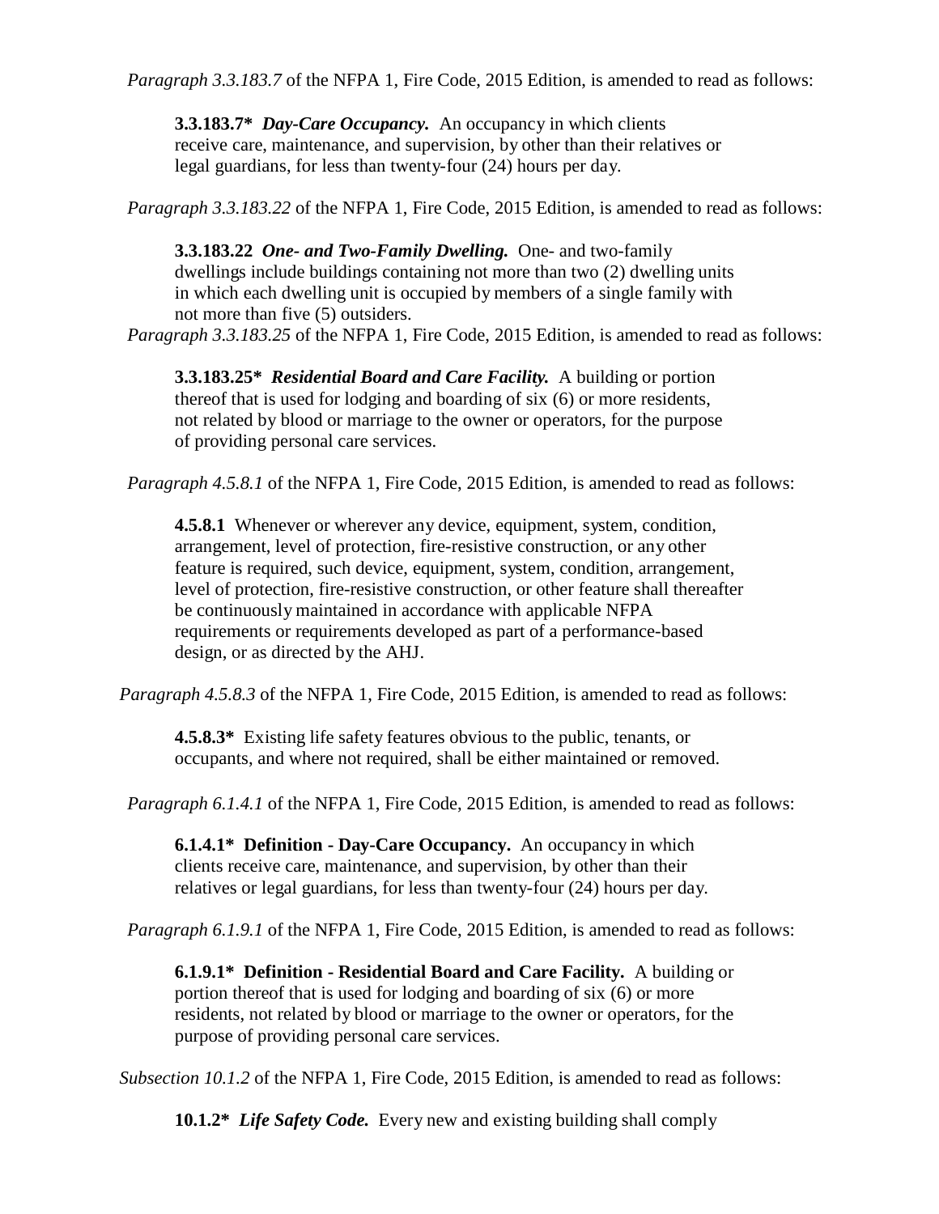*Paragraph 3.3.183.7* of the NFPA 1, Fire Code, 2015 Edition, is amended to read as follows:

> **3.3.183.7\*** ***Day-Care Occupancy.*** An occupancy in which clients receive care, maintenance, and supervision, by other than their relatives or legal guardians, for less than twenty-four (24) hours per day.

*Paragraph 3.3.183.22* of the NFPA 1, Fire Code, 2015 Edition, is amended to read as follows:

> **3.3.183.22** ***One- and Two-Family Dwelling.*** One- and two-family dwellings include buildings containing not more than two (2) dwelling units in which each dwelling unit is occupied by members of a single family with not more than five (5) outsiders.

*Paragraph 3.3.183.25* of the NFPA 1, Fire Code, 2015 Edition, is amended to read as follows:

> **3.3.183.25\*** ***Residential Board and Care Facility.*** A building or portion thereof that is used for lodging and boarding of six (6) or more residents, not related by blood or marriage to the owner or operators, for the purpose of providing personal care services.

*Paragraph 4.5.8.1* of the NFPA 1, Fire Code, 2015 Edition, is amended to read as follows:

> **4.5.8.1** Whenever or wherever any device, equipment, system, condition, arrangement, level of protection, fire-resistive construction, or any other feature is required, such device, equipment, system, condition, arrangement, level of protection, fire-resistive construction, or other feature shall thereafter be continuously maintained in accordance with applicable NFPA requirements or requirements developed as part of a performance-based design, or as directed by the AHJ.

*Paragraph 4.5.8.3* of the NFPA 1, Fire Code, 2015 Edition, is amended to read as follows:

> **4.5.8.3\*** Existing life safety features obvious to the public, tenants, or occupants, and where not required, shall be either maintained or removed.

*Paragraph 6.1.4.1* of the NFPA 1, Fire Code, 2015 Edition, is amended to read as follows:

> **6.1.4.1\* Definition - Day-Care Occupancy.** An occupancy in which clients receive care, maintenance, and supervision, by other than their relatives or legal guardians, for less than twenty-four (24) hours per day.

*Paragraph 6.1.9.1* of the NFPA 1, Fire Code, 2015 Edition, is amended to read as follows:

> **6.1.9.1\* Definition - Residential Board and Care Facility.** A building or portion thereof that is used for lodging and boarding of six (6) or more residents, not related by blood or marriage to the owner or operators, for the purpose of providing personal care services.

*Subsection 10.1.2* of the NFPA 1, Fire Code, 2015 Edition, is amended to read as follows:

> **10.1.2\*** ***Life Safety Code.*** Every new and existing building shall comply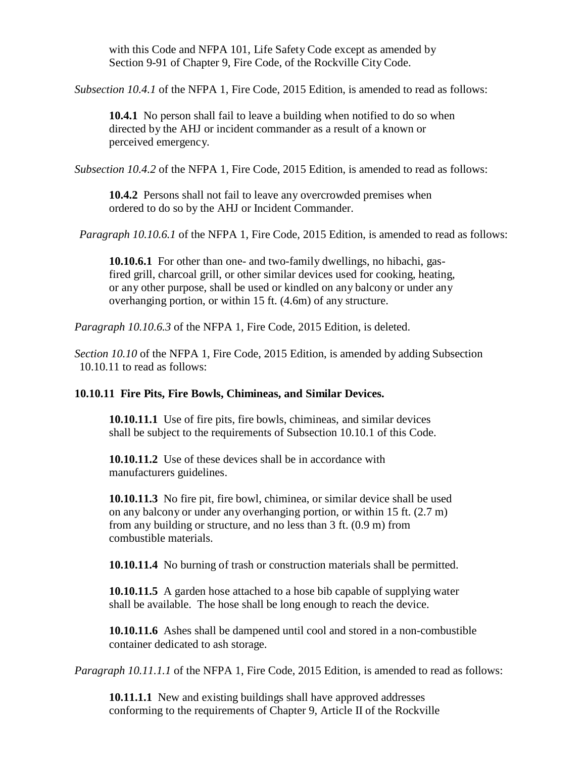with this Code and NFPA 101, Life Safety Code except as amended by Section 9-91 of Chapter 9, Fire Code, of the Rockville City Code.

*Subsection 10.4.1* of the NFPA 1, Fire Code, 2015 Edition, is amended to read as follows:

> **10.4.1** No person shall fail to leave a building when notified to do so when directed by the AHJ or incident commander as a result of a known or perceived emergency.

*Subsection 10.4.2* of the NFPA 1, Fire Code, 2015 Edition, is amended to read as follows:

> **10.4.2** Persons shall not fail to leave any overcrowded premises when ordered to do so by the AHJ or Incident Commander.

*Paragraph 10.10.6.1* of the NFPA 1, Fire Code, 2015 Edition, is amended to read as follows:

> **10.10.6.1** For other than one- and two-family dwellings, no hibachi, gas-fired grill, charcoal grill, or other similar devices used for cooking, heating, or any other purpose, shall be used or kindled on any balcony or under any overhanging portion, or within 15 ft. (4.6m) of any structure.

*Paragraph 10.10.6.3* of the NFPA 1, Fire Code, 2015 Edition, is deleted.

*Section 10.10* of the NFPA 1, Fire Code, 2015 Edition, is amended by adding Subsection 10.10.11 to read as follows:

**10.10.11 Fire Pits, Fire Bowls, Chimineas, and Similar Devices.**

> **10.10.11.1** Use of fire pits, fire bowls, chimineas, and similar devices shall be subject to the requirements of Subsection 10.10.1 of this Code.
>
> **10.10.11.2** Use of these devices shall be in accordance with manufacturers guidelines.
>
> **10.10.11.3** No fire pit, fire bowl, chiminea, or similar device shall be used on any balcony or under any overhanging portion, or within 15 ft. (2.7 m) from any building or structure, and no less than 3 ft. (0.9 m) from combustible materials.
>
> **10.10.11.4** No burning of trash or construction materials shall be permitted.
>
> **10.10.11.5** A garden hose attached to a hose bib capable of supplying water shall be available. The hose shall be long enough to reach the device.
>
> **10.10.11.6** Ashes shall be dampened until cool and stored in a non-combustible container dedicated to ash storage.

*Paragraph 10.11.1.1* of the NFPA 1, Fire Code, 2015 Edition, is amended to read as follows:

> **10.11.1.1** New and existing buildings shall have approved addresses conforming to the requirements of Chapter 9, Article II of the Rockville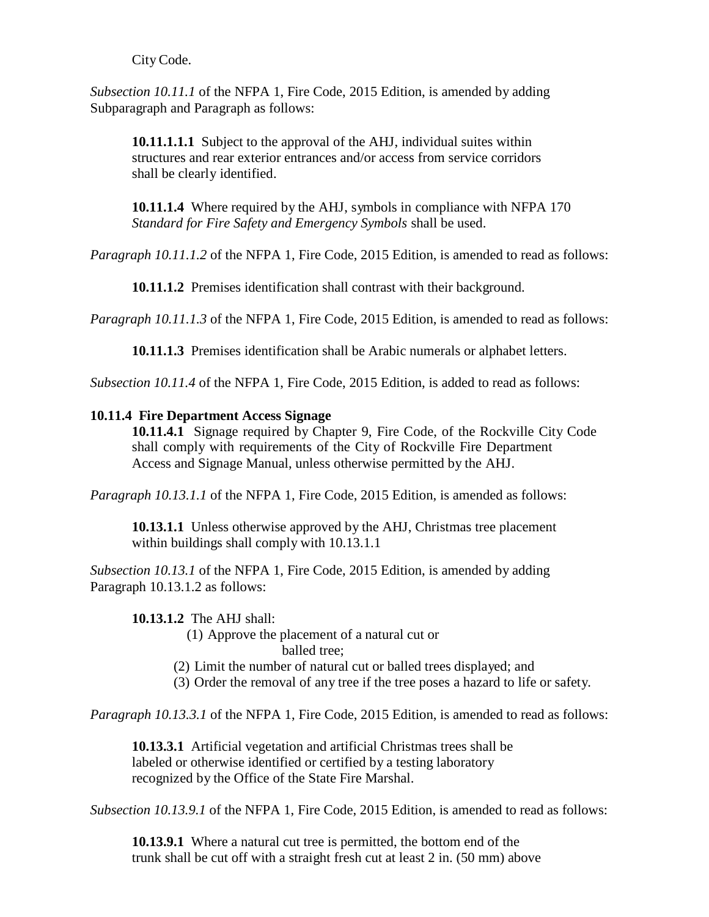City Code.

*Subsection 10.11.1* of the NFPA 1, Fire Code, 2015 Edition, is amended by adding Subparagraph and Paragraph as follows:

> **10.11.1.1.1** Subject to the approval of the AHJ, individual suites within structures and rear exterior entrances and/or access from service corridors shall be clearly identified.
>
> **10.11.1.4** Where required by the AHJ, symbols in compliance with NFPA 170 *Standard for Fire Safety and Emergency Symbols* shall be used.

*Paragraph 10.11.1.2* of the NFPA 1, Fire Code, 2015 Edition, is amended to read as follows:

> **10.11.1.2** Premises identification shall contrast with their background.

*Paragraph 10.11.1.3* of the NFPA 1, Fire Code, 2015 Edition, is amended to read as follows:

> **10.11.1.3** Premises identification shall be Arabic numerals or alphabet letters.

*Subsection 10.11.4* of the NFPA 1, Fire Code, 2015 Edition, is added to read as follows:

**10.11.4 Fire Department Access Signage**

> **10.11.4.1** Signage required by Chapter 9, Fire Code, of the Rockville City Code shall comply with requirements of the City of Rockville Fire Department Access and Signage Manual, unless otherwise permitted by the AHJ.

*Paragraph 10.13.1.1* of the NFPA 1, Fire Code, 2015 Edition, is amended as follows:

> **10.13.1.1** Unless otherwise approved by the AHJ, Christmas tree placement within buildings shall comply with 10.13.1.1

*Subsection 10.13.1* of the NFPA 1, Fire Code, 2015 Edition, is amended by adding Paragraph 10.13.1.2 as follows:

> **10.13.1.2** The AHJ shall:
>
> (1) Approve the placement of a natural cut or balled tree;
>
> (2) Limit the number of natural cut or balled trees displayed; and
>
> (3) Order the removal of any tree if the tree poses a hazard to life or safety.

*Paragraph 10.13.3.1* of the NFPA 1, Fire Code, 2015 Edition, is amended to read as follows:

> **10.13.3.1** Artificial vegetation and artificial Christmas trees shall be labeled or otherwise identified or certified by a testing laboratory recognized by the Office of the State Fire Marshal.

*Subsection 10.13.9.1* of the NFPA 1, Fire Code, 2015 Edition, is amended to read as follows:

> **10.13.9.1** Where a natural cut tree is permitted, the bottom end of the trunk shall be cut off with a straight fresh cut at least 2 in. (50 mm) above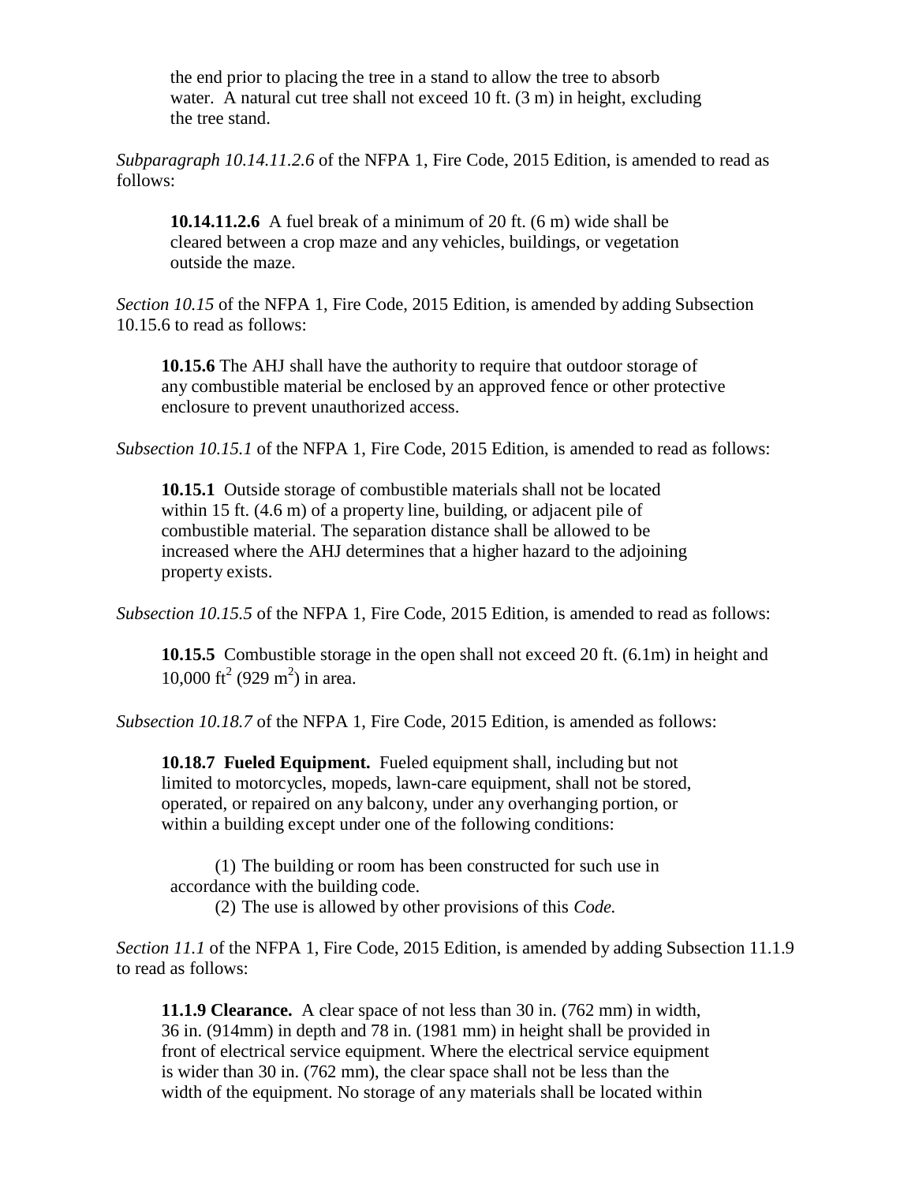the end prior to placing the tree in a stand to allow the tree to absorb water. A natural cut tree shall not exceed 10 ft. (3 m) in height, excluding the tree stand.

*Subparagraph 10.14.11.2.6* of the NFPA 1, Fire Code, 2015 Edition, is amended to read as follows:

> **10.14.11.2.6** A fuel break of a minimum of 20 ft. (6 m) wide shall be cleared between a crop maze and any vehicles, buildings, or vegetation outside the maze.

*Section 10.15* of the NFPA 1, Fire Code, 2015 Edition, is amended by adding Subsection 10.15.6 to read as follows:

> **10.15.6** The AHJ shall have the authority to require that outdoor storage of any combustible material be enclosed by an approved fence or other protective enclosure to prevent unauthorized access.

*Subsection 10.15.1* of the NFPA 1, Fire Code, 2015 Edition, is amended to read as follows:

> **10.15.1** Outside storage of combustible materials shall not be located within 15 ft. (4.6 m) of a property line, building, or adjacent pile of combustible material. The separation distance shall be allowed to be increased where the AHJ determines that a higher hazard to the adjoining property exists.

*Subsection 10.15.5* of the NFPA 1, Fire Code, 2015 Edition, is amended to read as follows:

> **10.15.5** Combustible storage in the open shall not exceed 20 ft. (6.1m) in height and 10,000 ft$^2$ (929 m$^2$) in area.

*Subsection 10.18.7* of the NFPA 1, Fire Code, 2015 Edition, is amended as follows:

> **10.18.7 Fueled Equipment.** Fueled equipment shall, including but not limited to motorcycles, mopeds, lawn-care equipment, shall not be stored, operated, or repaired on any balcony, under any overhanging portion, or within a building except under one of the following conditions:
>
> (1) The building or room has been constructed for such use in accordance with the building code.
> (2) The use is allowed by other provisions of this *Code.*

*Section 11.1* of the NFPA 1, Fire Code, 2015 Edition, is amended by adding Subsection 11.1.9 to read as follows:

> **11.1.9 Clearance.** A clear space of not less than 30 in. (762 mm) in width, 36 in. (914mm) in depth and 78 in. (1981 mm) in height shall be provided in front of electrical service equipment. Where the electrical service equipment is wider than 30 in. (762 mm), the clear space shall not be less than the width of the equipment. No storage of any materials shall be located within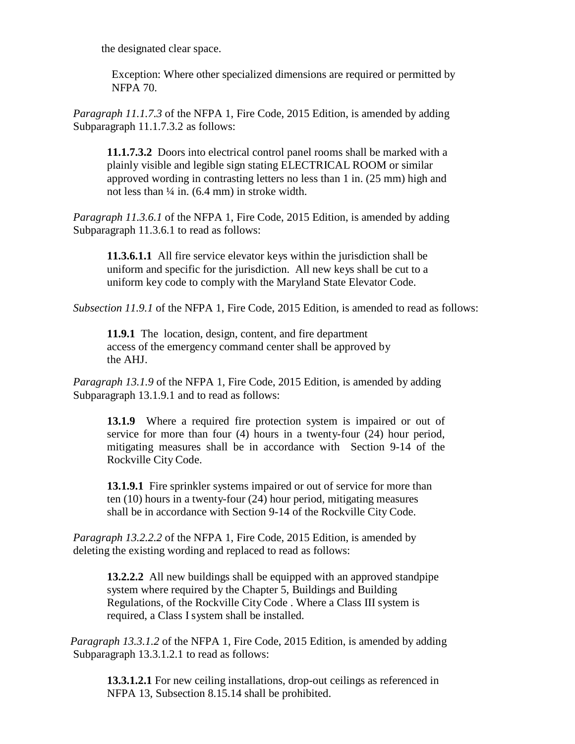the designated clear space.

Exception: Where other specialized dimensions are required or permitted by NFPA 70.

*Paragraph 11.1.7.3* of the NFPA 1, Fire Code, 2015 Edition, is amended by adding Subparagraph 11.1.7.3.2 as follows:

**11.1.7.3.2** Doors into electrical control panel rooms shall be marked with a plainly visible and legible sign stating ELECTRICAL ROOM or similar approved wording in contrasting letters no less than 1 in. (25 mm) high and not less than ¼ in. (6.4 mm) in stroke width.

*Paragraph 11.3.6.1* of the NFPA 1, Fire Code, 2015 Edition, is amended by adding Subparagraph 11.3.6.1 to read as follows:

**11.3.6.1.1** All fire service elevator keys within the jurisdiction shall be uniform and specific for the jurisdiction. All new keys shall be cut to a uniform key code to comply with the Maryland State Elevator Code.

*Subsection 11.9.1* of the NFPA 1, Fire Code, 2015 Edition, is amended to read as follows:

**11.9.1** The location, design, content, and fire department access of the emergency command center shall be approved by the AHJ.

*Paragraph 13.1.9* of the NFPA 1, Fire Code, 2015 Edition, is amended by adding Subparagraph 13.1.9.1 and to read as follows:

**13.1.9** Where a required fire protection system is impaired or out of service for more than four (4) hours in a twenty-four (24) hour period, mitigating measures shall be in accordance with Section 9-14 of the Rockville City Code.

**13.1.9.1** Fire sprinkler systems impaired or out of service for more than ten (10) hours in a twenty-four (24) hour period, mitigating measures shall be in accordance with Section 9-14 of the Rockville City Code.

*Paragraph 13.2.2.2* of the NFPA 1, Fire Code, 2015 Edition, is amended by deleting the existing wording and replaced to read as follows:

**13.2.2.2** All new buildings shall be equipped with an approved standpipe system where required by the Chapter 5, Buildings and Building Regulations, of the Rockville City Code . Where a Class III system is required, a Class I system shall be installed.

*Paragraph 13.3.1.2* of the NFPA 1, Fire Code, 2015 Edition, is amended by adding Subparagraph 13.3.1.2.1 to read as follows:

**13.3.1.2.1** For new ceiling installations, drop-out ceilings as referenced in NFPA 13, Subsection 8.15.14 shall be prohibited.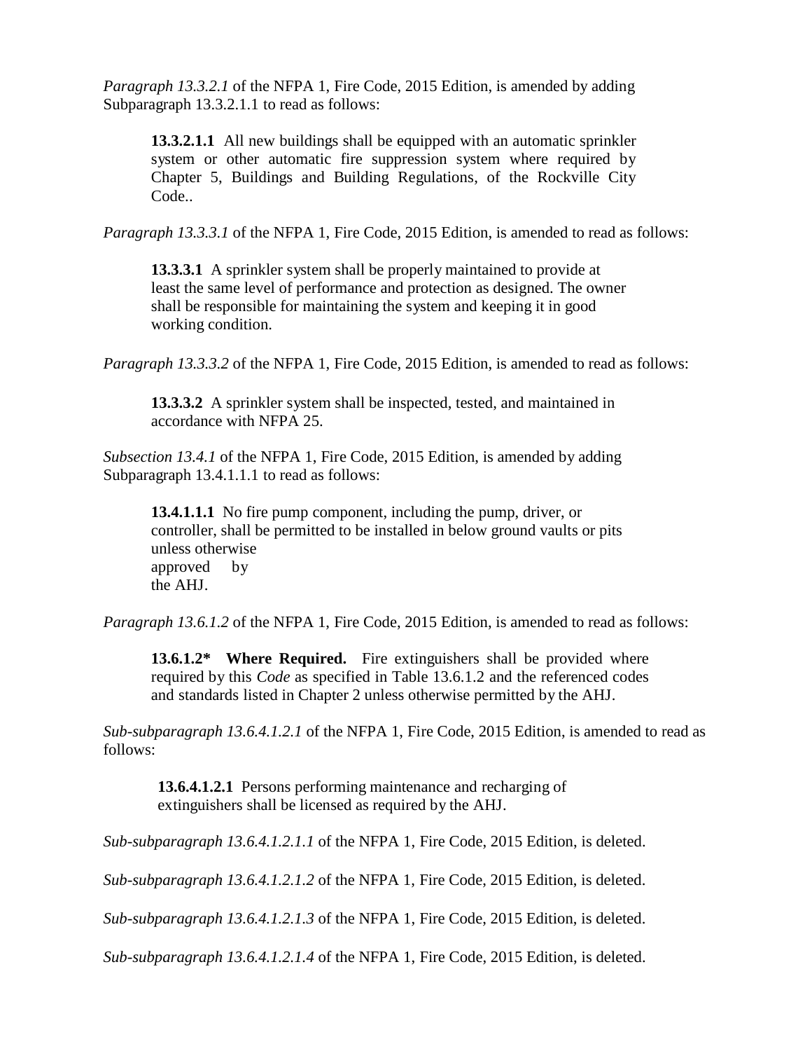*Paragraph 13.3.2.1* of the NFPA 1, Fire Code, 2015 Edition, is amended by adding Subparagraph 13.3.2.1.1 to read as follows:

> **13.3.2.1.1** All new buildings shall be equipped with an automatic sprinkler system or other automatic fire suppression system where required by Chapter 5, Buildings and Building Regulations, of the Rockville City Code..

*Paragraph 13.3.3.1* of the NFPA 1, Fire Code, 2015 Edition, is amended to read as follows:

> **13.3.3.1** A sprinkler system shall be properly maintained to provide at least the same level of performance and protection as designed. The owner shall be responsible for maintaining the system and keeping it in good working condition.

*Paragraph 13.3.3.2* of the NFPA 1, Fire Code, 2015 Edition, is amended to read as follows:

> **13.3.3.2** A sprinkler system shall be inspected, tested, and maintained in accordance with NFPA 25.

*Subsection 13.4.1* of the NFPA 1, Fire Code, 2015 Edition, is amended by adding Subparagraph 13.4.1.1.1 to read as follows:

> **13.4.1.1.1** No fire pump component, including the pump, driver, or controller, shall be permitted to be installed in below ground vaults or pits unless otherwise approved by the AHJ.

*Paragraph 13.6.1.2* of the NFPA 1, Fire Code, 2015 Edition, is amended to read as follows:

> **13.6.1.2\* Where Required.** Fire extinguishers shall be provided where required by this *Code* as specified in Table 13.6.1.2 and the referenced codes and standards listed in Chapter 2 unless otherwise permitted by the AHJ.

*Sub-subparagraph 13.6.4.1.2.1* of the NFPA 1, Fire Code, 2015 Edition, is amended to read as follows:

> **13.6.4.1.2.1** Persons performing maintenance and recharging of extinguishers shall be licensed as required by the AHJ.

*Sub-subparagraph 13.6.4.1.2.1.1* of the NFPA 1, Fire Code, 2015 Edition, is deleted.

*Sub-subparagraph 13.6.4.1.2.1.2* of the NFPA 1, Fire Code, 2015 Edition, is deleted.

*Sub-subparagraph 13.6.4.1.2.1.3* of the NFPA 1, Fire Code, 2015 Edition, is deleted.

*Sub-subparagraph 13.6.4.1.2.1.4* of the NFPA 1, Fire Code, 2015 Edition, is deleted.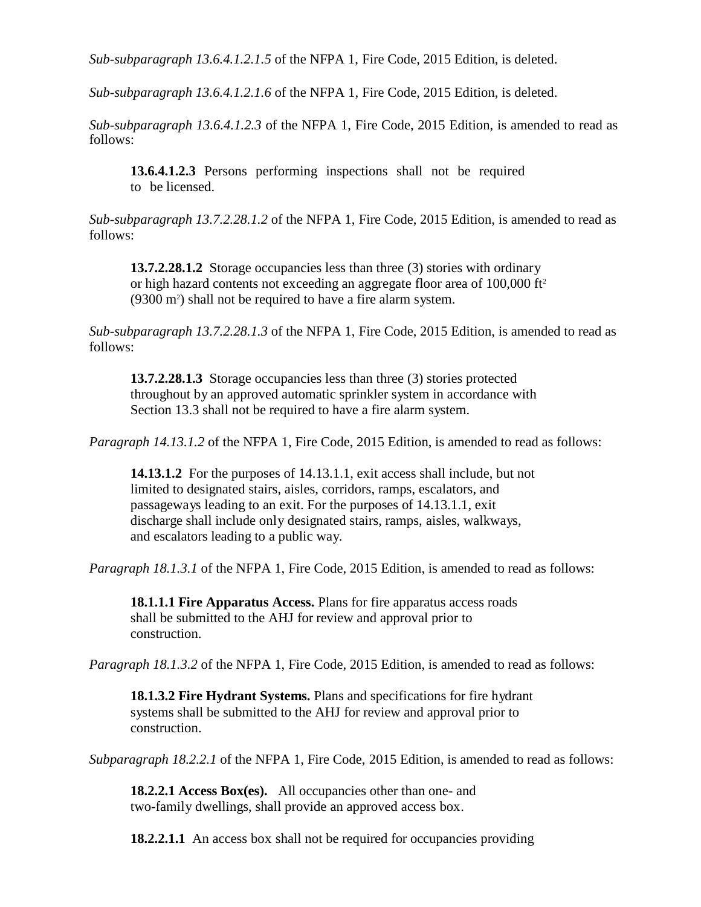*Sub-subparagraph 13.6.4.1.2.1.5* of the NFPA 1, Fire Code, 2015 Edition, is deleted.

*Sub-subparagraph 13.6.4.1.2.1.6* of the NFPA 1, Fire Code, 2015 Edition, is deleted.

*Sub-subparagraph 13.6.4.1.2.3* of the NFPA 1, Fire Code, 2015 Edition, is amended to read as follows:

> **13.6.4.1.2.3** Persons performing inspections shall not be required to be licensed.

*Sub-subparagraph 13.7.2.28.1.2* of the NFPA 1, Fire Code, 2015 Edition, is amended to read as follows:

> **13.7.2.28.1.2** Storage occupancies less than three (3) stories with ordinary or high hazard contents not exceeding an aggregate floor area of 100,000 $ft^2$ (9300 $m^2$) shall not be required to have a fire alarm system.

*Sub-subparagraph 13.7.2.28.1.3* of the NFPA 1, Fire Code, 2015 Edition, is amended to read as follows:

> **13.7.2.28.1.3** Storage occupancies less than three (3) stories protected throughout by an approved automatic sprinkler system in accordance with Section 13.3 shall not be required to have a fire alarm system.

*Paragraph 14.13.1.2* of the NFPA 1, Fire Code, 2015 Edition, is amended to read as follows:

> **14.13.1.2** For the purposes of 14.13.1.1, exit access shall include, but not limited to designated stairs, aisles, corridors, ramps, escalators, and passageways leading to an exit. For the purposes of 14.13.1.1, exit discharge shall include only designated stairs, ramps, aisles, walkways, and escalators leading to a public way.

*Paragraph 18.1.3.1* of the NFPA 1, Fire Code, 2015 Edition, is amended to read as follows:

> **18.1.1.1 Fire Apparatus Access.** Plans for fire apparatus access roads shall be submitted to the AHJ for review and approval prior to construction.

*Paragraph 18.1.3.2* of the NFPA 1, Fire Code, 2015 Edition, is amended to read as follows:

> **18.1.3.2 Fire Hydrant Systems.** Plans and specifications for fire hydrant systems shall be submitted to the AHJ for review and approval prior to construction.

*Subparagraph 18.2.2.1* of the NFPA 1, Fire Code, 2015 Edition, is amended to read as follows:

> **18.2.2.1 Access Box(es).** All occupancies other than one- and two-family dwellings, shall provide an approved access box.
>
> **18.2.2.1.1** An access box shall not be required for occupancies providing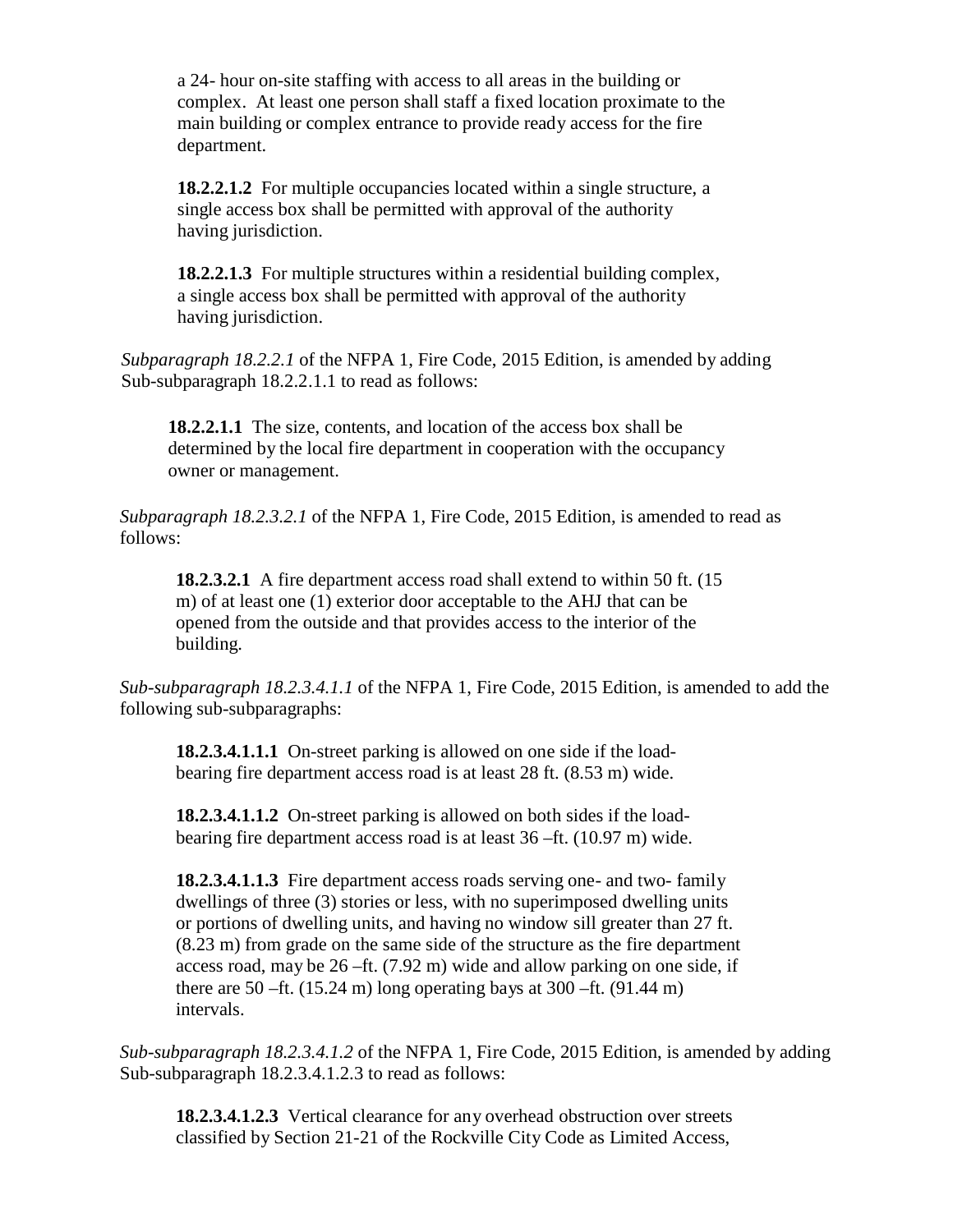a 24- hour on-site staffing with access to all areas in the building or complex. At least one person shall staff a fixed location proximate to the main building or complex entrance to provide ready access for the fire department.

**18.2.2.1.2** For multiple occupancies located within a single structure, a single access box shall be permitted with approval of the authority having jurisdiction.

**18.2.2.1.3** For multiple structures within a residential building complex, a single access box shall be permitted with approval of the authority having jurisdiction.

*Subparagraph 18.2.2.1* of the NFPA 1, Fire Code, 2015 Edition, is amended by adding Sub-subparagraph 18.2.2.1.1 to read as follows:

**18.2.2.1.1** The size, contents, and location of the access box shall be determined by the local fire department in cooperation with the occupancy owner or management.

*Subparagraph 18.2.3.2.1* of the NFPA 1, Fire Code, 2015 Edition, is amended to read as follows:

**18.2.3.2.1** A fire department access road shall extend to within 50 ft. (15 m) of at least one (1) exterior door acceptable to the AHJ that can be opened from the outside and that provides access to the interior of the building.

*Sub-subparagraph 18.2.3.4.1.1* of the NFPA 1, Fire Code, 2015 Edition, is amended to add the following sub-subparagraphs:

**18.2.3.4.1.1.1** On-street parking is allowed on one side if the load-bearing fire department access road is at least 28 ft. (8.53 m) wide.

**18.2.3.4.1.1.2** On-street parking is allowed on both sides if the load-bearing fire department access road is at least 36 –ft. (10.97 m) wide.

**18.2.3.4.1.1.3** Fire department access roads serving one- and two- family dwellings of three (3) stories or less, with no superimposed dwelling units or portions of dwelling units, and having no window sill greater than 27 ft. (8.23 m) from grade on the same side of the structure as the fire department access road, may be 26 –ft. (7.92 m) wide and allow parking on one side, if there are 50 –ft. (15.24 m) long operating bays at 300 –ft. (91.44 m) intervals.

*Sub-subparagraph 18.2.3.4.1.2* of the NFPA 1, Fire Code, 2015 Edition, is amended by adding Sub-subparagraph 18.2.3.4.1.2.3 to read as follows:

**18.2.3.4.1.2.3** Vertical clearance for any overhead obstruction over streets classified by Section 21-21 of the Rockville City Code as Limited Access,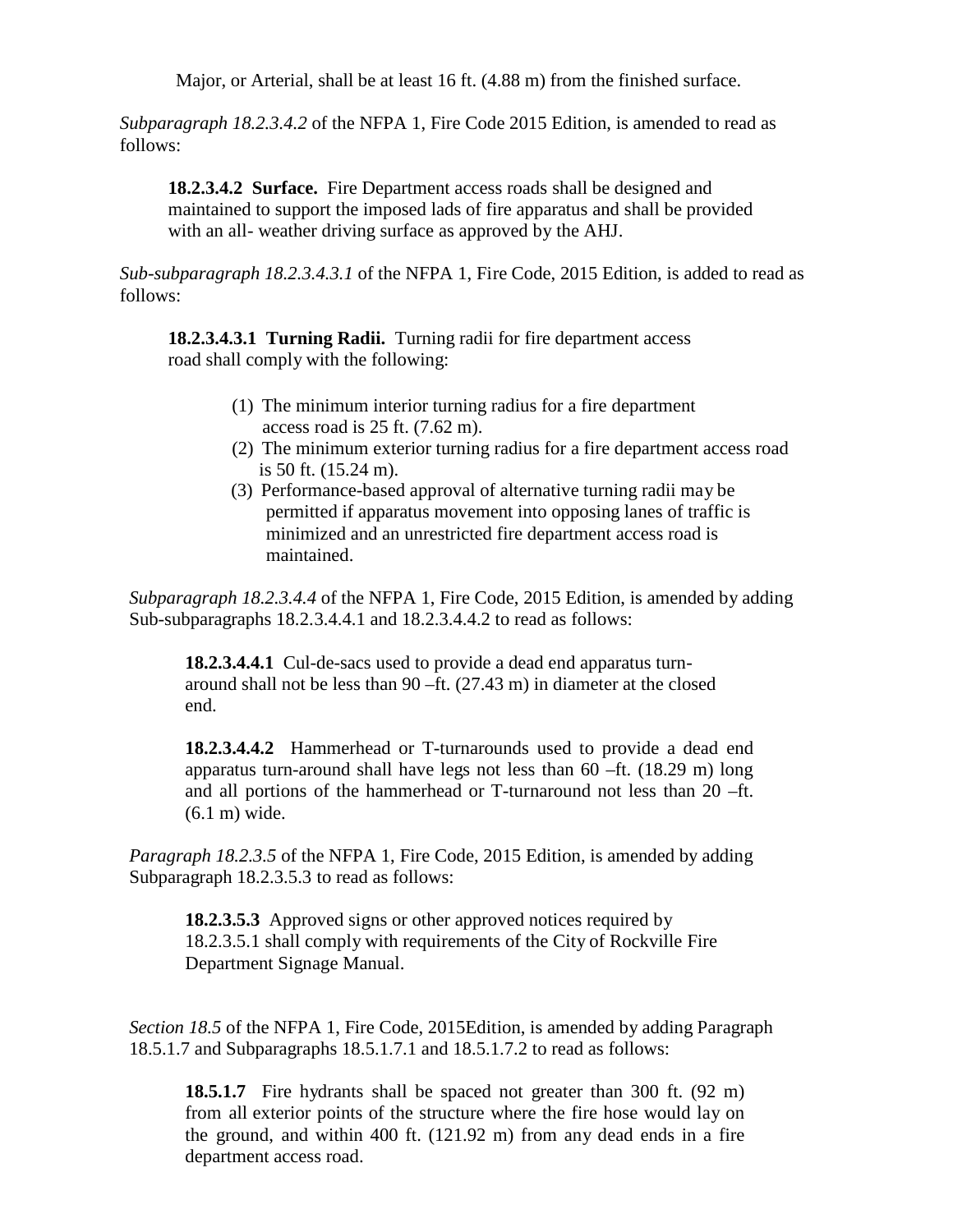Major, or Arterial, shall be at least 16 ft. (4.88 m) from the finished surface.

*Subparagraph 18.2.3.4.2* of the NFPA 1, Fire Code 2015 Edition, is amended to read as follows:

> **18.2.3.4.2 Surface.** Fire Department access roads shall be designed and maintained to support the imposed lads of fire apparatus and shall be provided with an all- weather driving surface as approved by the AHJ.

*Sub-subparagraph 18.2.3.4.3.1* of the NFPA 1, Fire Code, 2015 Edition, is added to read as follows:

> **18.2.3.4.3.1 Turning Radii.** Turning radii for fire department access road shall comply with the following:
>
> (1) The minimum interior turning radius for a fire department access road is 25 ft. (7.62 m).
> (2) The minimum exterior turning radius for a fire department access road is 50 ft. (15.24 m).
> (3) Performance-based approval of alternative turning radii may be permitted if apparatus movement into opposing lanes of traffic is minimized and an unrestricted fire department access road is maintained.

*Subparagraph 18.2.3.4.4* of the NFPA 1, Fire Code, 2015 Edition, is amended by adding Sub-subparagraphs 18.2.3.4.4.1 and 18.2.3.4.4.2 to read as follows:

> **18.2.3.4.4.1** Cul-de-sacs used to provide a dead end apparatus turn-around shall not be less than 90 –ft. (27.43 m) in diameter at the closed end.
>
> **18.2.3.4.4.2** Hammerhead or T-turnarounds used to provide a dead end apparatus turn-around shall have legs not less than 60 –ft. (18.29 m) long and all portions of the hammerhead or T-turnaround not less than 20 –ft. (6.1 m) wide.

*Paragraph 18.2.3.5* of the NFPA 1, Fire Code, 2015 Edition, is amended by adding Subparagraph 18.2.3.5.3 to read as follows:

> **18.2.3.5.3** Approved signs or other approved notices required by 18.2.3.5.1 shall comply with requirements of the City of Rockville Fire Department Signage Manual.

*Section 18.5* of the NFPA 1, Fire Code, 2015Edition, is amended by adding Paragraph 18.5.1.7 and Subparagraphs 18.5.1.7.1 and 18.5.1.7.2 to read as follows:

> **18.5.1.7** Fire hydrants shall be spaced not greater than 300 ft. (92 m) from all exterior points of the structure where the fire hose would lay on the ground, and within 400 ft. (121.92 m) from any dead ends in a fire department access road.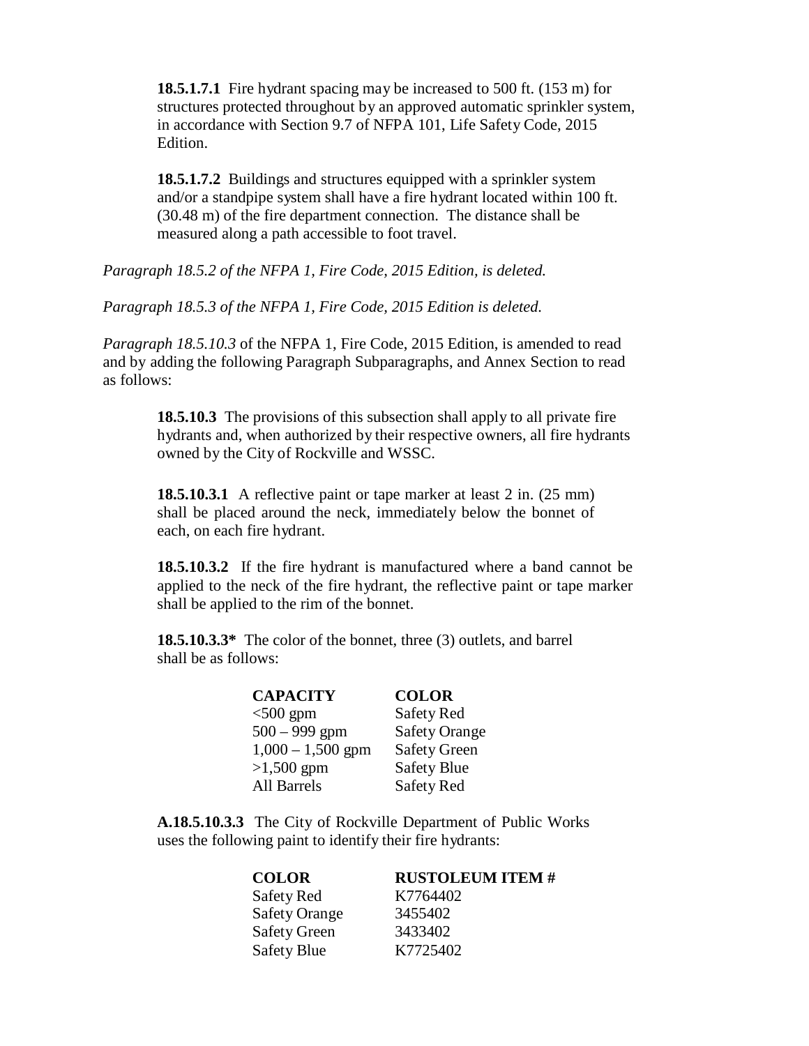**18.5.1.7.1** Fire hydrant spacing may be increased to 500 ft. (153 m) for structures protected throughout by an approved automatic sprinkler system, in accordance with Section 9.7 of NFPA 101, Life Safety Code, 2015 Edition.

**18.5.1.7.2** Buildings and structures equipped with a sprinkler system and/or a standpipe system shall have a fire hydrant located within 100 ft. (30.48 m) of the fire department connection. The distance shall be measured along a path accessible to foot travel.

*Paragraph 18.5.2 of the NFPA 1, Fire Code, 2015 Edition, is deleted.*

*Paragraph 18.5.3 of the NFPA 1, Fire Code, 2015 Edition is deleted.*

*Paragraph 18.5.10.3* of the NFPA 1, Fire Code, 2015 Edition, is amended to read and by adding the following Paragraph Subparagraphs, and Annex Section to read as follows:

**18.5.10.3** The provisions of this subsection shall apply to all private fire hydrants and, when authorized by their respective owners, all fire hydrants owned by the City of Rockville and WSSC.

**18.5.10.3.1** A reflective paint or tape marker at least 2 in. (25 mm) shall be placed around the neck, immediately below the bonnet of each, on each fire hydrant.

**18.5.10.3.2** If the fire hydrant is manufactured where a band cannot be applied to the neck of the fire hydrant, the reflective paint or tape marker shall be applied to the rim of the bonnet.

**18.5.10.3.3*** The color of the bonnet, three (3) outlets, and barrel shall be as follows:

| CAPACITY | COLOR |
| --- | --- |
| <500 gpm | Safety Red |
| 500 – 999 gpm | Safety Orange |
| 1,000 – 1,500 gpm | Safety Green |
| >1,500 gpm | Safety Blue |
| All Barrels | Safety Red |

**A.18.5.10.3.3** The City of Rockville Department of Public Works uses the following paint to identify their fire hydrants:

| COLOR | RUSTOLEUM ITEM # |
| --- | --- |
| Safety Red | K7764402 |
| Safety Orange | 3455402 |
| Safety Green | 3433402 |
| Safety Blue | K7725402 |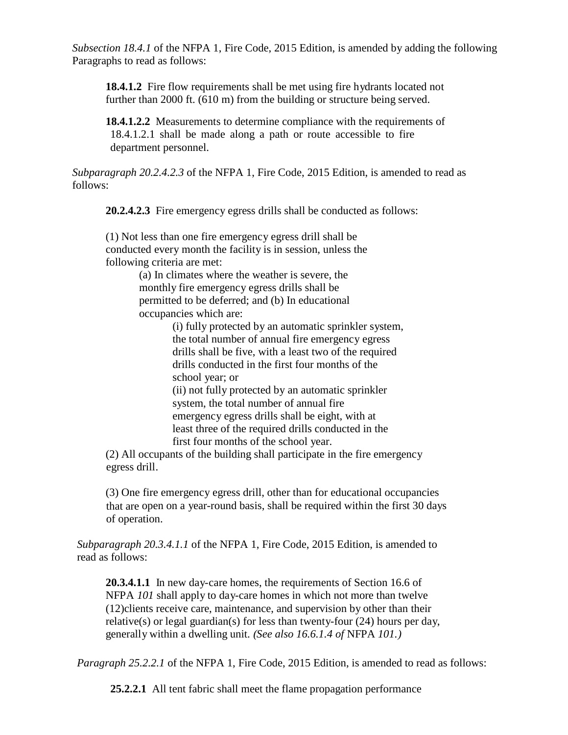*Subsection 18.4.1* of the NFPA 1, Fire Code, 2015 Edition, is amended by adding the following Paragraphs to read as follows:

> **18.4.1.2** Fire flow requirements shall be met using fire hydrants located not further than 2000 ft. (610 m) from the building or structure being served.
>
> **18.4.1.2.2** Measurements to determine compliance with the requirements of 18.4.1.2.1 shall be made along a path or route accessible to fire department personnel.

*Subparagraph 20.2.4.2.3* of the NFPA 1, Fire Code, 2015 Edition, is amended to read as follows:

> **20.2.4.2.3** Fire emergency egress drills shall be conducted as follows:
>
> (1) Not less than one fire emergency egress drill shall be conducted every month the facility is in session, unless the following criteria are met:
>
> > (a) In climates where the weather is severe, the monthly fire emergency egress drills shall be permitted to be deferred; and (b) In educational occupancies which are:
> >
> > > (i) fully protected by an automatic sprinkler system, the total number of annual fire emergency egress drills shall be five, with a least two of the required drills conducted in the first four months of the school year; or
> > >
> > > (ii) not fully protected by an automatic sprinkler system, the total number of annual fire emergency egress drills shall be eight, with at least three of the required drills conducted in the first four months of the school year.
>
> (2) All occupants of the building shall participate in the fire emergency egress drill.
>
> (3) One fire emergency egress drill, other than for educational occupancies that are open on a year-round basis, shall be required within the first 30 days of operation.

*Subparagraph 20.3.4.1.1* of the NFPA 1, Fire Code, 2015 Edition, is amended to read as follows:

> **20.3.4.1.1** In new day-care homes, the requirements of Section 16.6 of NFPA *101* shall apply to day-care homes in which not more than twelve (12)clients receive care, maintenance, and supervision by other than their relative(s) or legal guardian(s) for less than twenty-four (24) hours per day, generally within a dwelling unit. *(See also 16.6.1.4 of* NFPA *101.)*

*Paragraph 25.2.2.1* of the NFPA 1, Fire Code, 2015 Edition, is amended to read as follows:

> **25.2.2.1** All tent fabric shall meet the flame propagation performance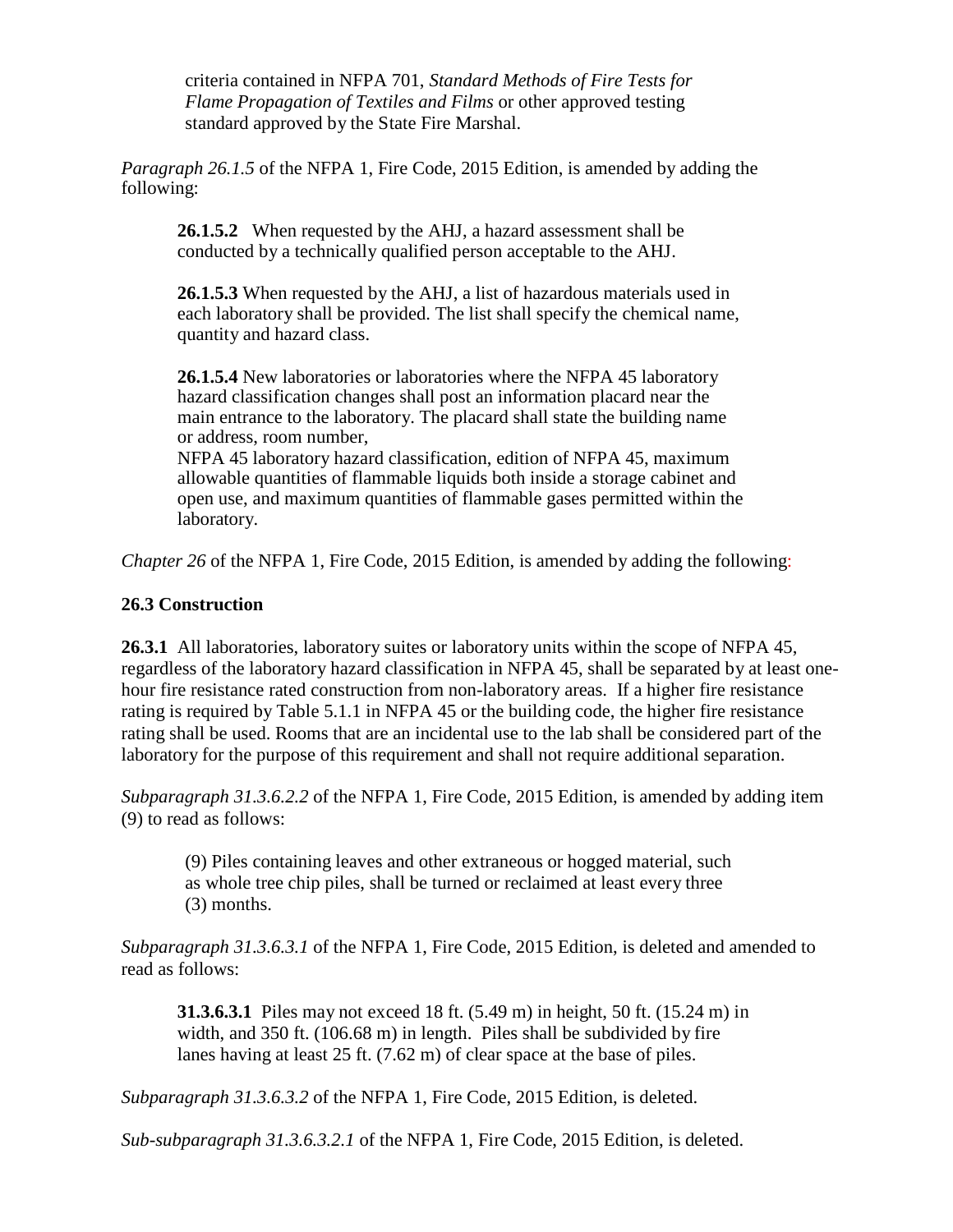criteria contained in NFPA 701, *Standard Methods of Fire Tests for Flame Propagation of Textiles and Films* or other approved testing standard approved by the State Fire Marshal.

*Paragraph 26.1.5* of the NFPA 1, Fire Code, 2015 Edition, is amended by adding the following:

> **26.1.5.2** When requested by the AHJ, a hazard assessment shall be conducted by a technically qualified person acceptable to the AHJ.
>
> **26.1.5.3** When requested by the AHJ, a list of hazardous materials used in each laboratory shall be provided. The list shall specify the chemical name, quantity and hazard class.
>
> **26.1.5.4** New laboratories or laboratories where the NFPA 45 laboratory hazard classification changes shall post an information placard near the main entrance to the laboratory. The placard shall state the building name or address, room number,
> NFPA 45 laboratory hazard classification, edition of NFPA 45, maximum allowable quantities of flammable liquids both inside a storage cabinet and open use, and maximum quantities of flammable gases permitted within the laboratory.

*Chapter 26* of the NFPA 1, Fire Code, 2015 Edition, is amended by adding the following:

**26.3 Construction**

**26.3.1** All laboratories, laboratory suites or laboratory units within the scope of NFPA 45, regardless of the laboratory hazard classification in NFPA 45, shall be separated by at least one-hour fire resistance rated construction from non-laboratory areas. If a higher fire resistance rating is required by Table 5.1.1 in NFPA 45 or the building code, the higher fire resistance rating shall be used. Rooms that are an incidental use to the lab shall be considered part of the laboratory for the purpose of this requirement and shall not require additional separation.

*Subparagraph 31.3.6.2.2* of the NFPA 1, Fire Code, 2015 Edition, is amended by adding item (9) to read as follows:

> (9) Piles containing leaves and other extraneous or hogged material, such as whole tree chip piles, shall be turned or reclaimed at least every three (3) months.

*Subparagraph 31.3.6.3.1* of the NFPA 1, Fire Code, 2015 Edition, is deleted and amended to read as follows:

> **31.3.6.3.1** Piles may not exceed 18 ft. (5.49 m) in height, 50 ft. (15.24 m) in width, and 350 ft. (106.68 m) in length. Piles shall be subdivided by fire lanes having at least 25 ft. (7.62 m) of clear space at the base of piles.

*Subparagraph 31.3.6.3.2* of the NFPA 1, Fire Code, 2015 Edition, is deleted.

*Sub-subparagraph 31.3.6.3.2.1* of the NFPA 1, Fire Code, 2015 Edition, is deleted.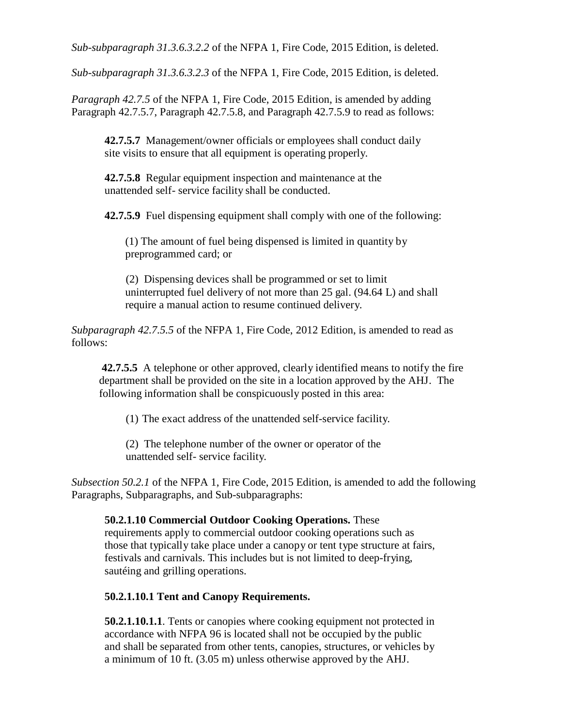*Sub-subparagraph 31.3.6.3.2.2* of the NFPA 1, Fire Code, 2015 Edition, is deleted.

*Sub-subparagraph 31.3.6.3.2.3* of the NFPA 1, Fire Code, 2015 Edition, is deleted.

*Paragraph 42.7.5* of the NFPA 1, Fire Code, 2015 Edition, is amended by adding Paragraph 42.7.5.7, Paragraph 42.7.5.8, and Paragraph 42.7.5.9 to read as follows:

> **42.7.5.7** Management/owner officials or employees shall conduct daily site visits to ensure that all equipment is operating properly.
>
> **42.7.5.8** Regular equipment inspection and maintenance at the unattended self- service facility shall be conducted.
>
> **42.7.5.9** Fuel dispensing equipment shall comply with one of the following:
>
> (1) The amount of fuel being dispensed is limited in quantity by preprogrammed card; or
>
> (2) Dispensing devices shall be programmed or set to limit uninterrupted fuel delivery of not more than 25 gal. (94.64 L) and shall require a manual action to resume continued delivery.

*Subparagraph 42.7.5.5* of the NFPA 1, Fire Code, 2012 Edition, is amended to read as follows:

> **42.7.5.5** A telephone or other approved, clearly identified means to notify the fire department shall be provided on the site in a location approved by the AHJ. The following information shall be conspicuously posted in this area:
>
> (1) The exact address of the unattended self-service facility.
>
> (2) The telephone number of the owner or operator of the unattended self- service facility.

*Subsection 50.2.1* of the NFPA 1, Fire Code, 2015 Edition, is amended to add the following Paragraphs, Subparagraphs, and Sub-subparagraphs:

> **50.2.1.10 Commercial Outdoor Cooking Operations.** These requirements apply to commercial outdoor cooking operations such as those that typically take place under a canopy or tent type structure at fairs, festivals and carnivals. This includes but is not limited to deep-frying, sautéing and grilling operations.
>
> **50.2.1.10.1 Tent and Canopy Requirements.**
>
> **50.2.1.10.1.1**. Tents or canopies where cooking equipment not protected in accordance with NFPA 96 is located shall not be occupied by the public and shall be separated from other tents, canopies, structures, or vehicles by a minimum of 10 ft. (3.05 m) unless otherwise approved by the AHJ.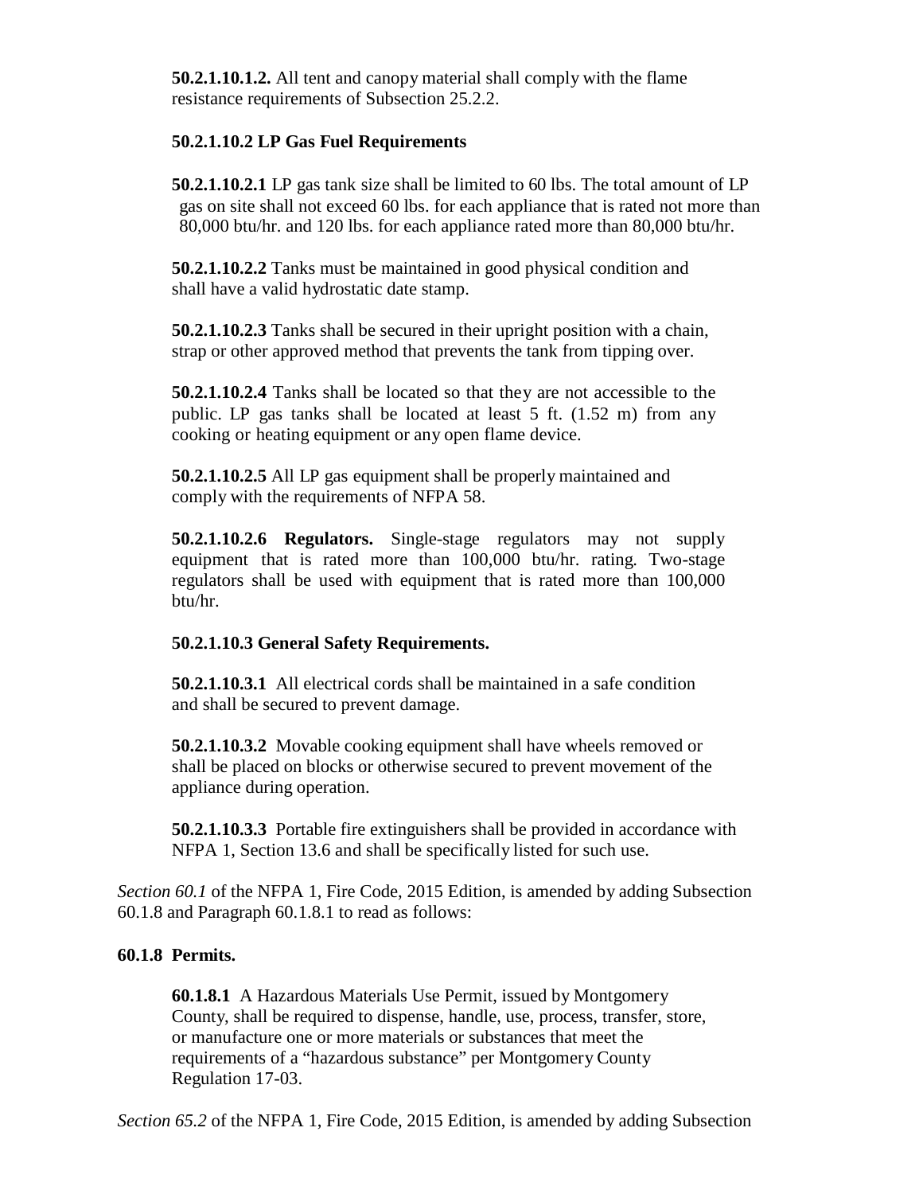**50.2.1.10.1.2.** All tent and canopy material shall comply with the flame resistance requirements of Subsection 25.2.2.

**50.2.1.10.2 LP Gas Fuel Requirements**

**50.2.1.10.2.1** LP gas tank size shall be limited to 60 lbs. The total amount of LP gas on site shall not exceed 60 lbs. for each appliance that is rated not more than 80,000 btu/hr. and 120 lbs. for each appliance rated more than 80,000 btu/hr.

**50.2.1.10.2.2** Tanks must be maintained in good physical condition and shall have a valid hydrostatic date stamp.

**50.2.1.10.2.3** Tanks shall be secured in their upright position with a chain, strap or other approved method that prevents the tank from tipping over.

**50.2.1.10.2.4** Tanks shall be located so that they are not accessible to the public. LP gas tanks shall be located at least 5 ft. (1.52 m) from any cooking or heating equipment or any open flame device.

**50.2.1.10.2.5** All LP gas equipment shall be properly maintained and comply with the requirements of NFPA 58.

**50.2.1.10.2.6 Regulators.** Single-stage regulators may not supply equipment that is rated more than 100,000 btu/hr. rating. Two-stage regulators shall be used with equipment that is rated more than 100,000 btu/hr.

**50.2.1.10.3 General Safety Requirements.**

**50.2.1.10.3.1** All electrical cords shall be maintained in a safe condition and shall be secured to prevent damage.

**50.2.1.10.3.2** Movable cooking equipment shall have wheels removed or shall be placed on blocks or otherwise secured to prevent movement of the appliance during operation.

**50.2.1.10.3.3** Portable fire extinguishers shall be provided in accordance with NFPA 1, Section 13.6 and shall be specifically listed for such use.

*Section 60.1* of the NFPA 1, Fire Code, 2015 Edition, is amended by adding Subsection 60.1.8 and Paragraph 60.1.8.1 to read as follows:

**60.1.8 Permits.**

**60.1.8.1** A Hazardous Materials Use Permit, issued by Montgomery County, shall be required to dispense, handle, use, process, transfer, store, or manufacture one or more materials or substances that meet the requirements of a "hazardous substance" per Montgomery County Regulation 17-03.

*Section 65.2* of the NFPA 1, Fire Code, 2015 Edition, is amended by adding Subsection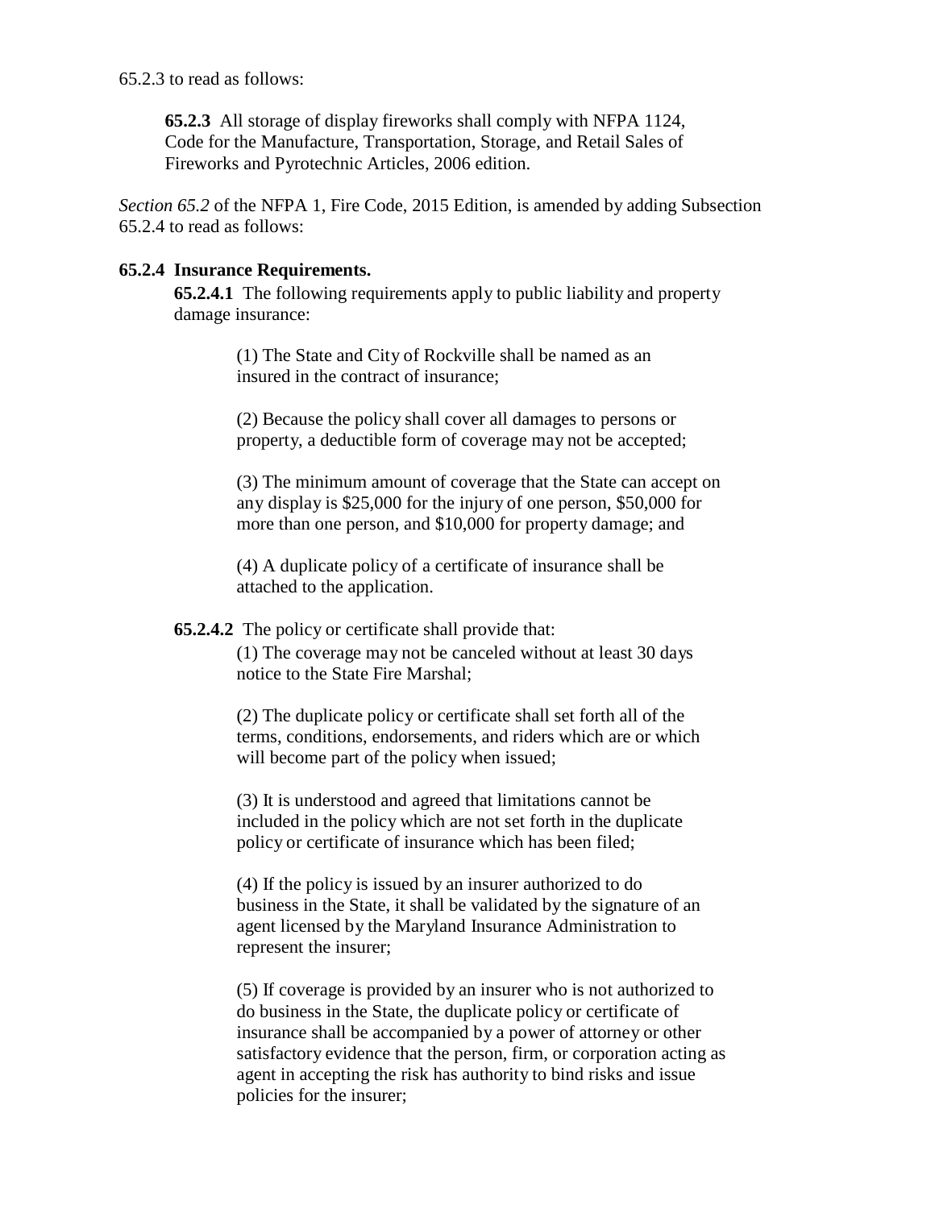65.2.3 to read as follows:

**65.2.3** All storage of display fireworks shall comply with NFPA 1124, Code for the Manufacture, Transportation, Storage, and Retail Sales of Fireworks and Pyrotechnic Articles, 2006 edition.

*Section 65.2* of the NFPA 1, Fire Code, 2015 Edition, is amended by adding Subsection 65.2.4 to read as follows:

**65.2.4 Insurance Requirements.**

**65.2.4.1** The following requirements apply to public liability and property damage insurance:

(1) The State and City of Rockville shall be named as an insured in the contract of insurance;

(2) Because the policy shall cover all damages to persons or property, a deductible form of coverage may not be accepted;

(3) The minimum amount of coverage that the State can accept on any display is $25,000 for the injury of one person, $50,000 for more than one person, and $10,000 for property damage; and

(4) A duplicate policy of a certificate of insurance shall be attached to the application.

**65.2.4.2** The policy or certificate shall provide that:

(1) The coverage may not be canceled without at least 30 days notice to the State Fire Marshal;

(2) The duplicate policy or certificate shall set forth all of the terms, conditions, endorsements, and riders which are or which will become part of the policy when issued;

(3) It is understood and agreed that limitations cannot be included in the policy which are not set forth in the duplicate policy or certificate of insurance which has been filed;

(4) If the policy is issued by an insurer authorized to do business in the State, it shall be validated by the signature of an agent licensed by the Maryland Insurance Administration to represent the insurer;

(5) If coverage is provided by an insurer who is not authorized to do business in the State, the duplicate policy or certificate of insurance shall be accompanied by a power of attorney or other satisfactory evidence that the person, firm, or corporation acting as agent in accepting the risk has authority to bind risks and issue policies for the insurer;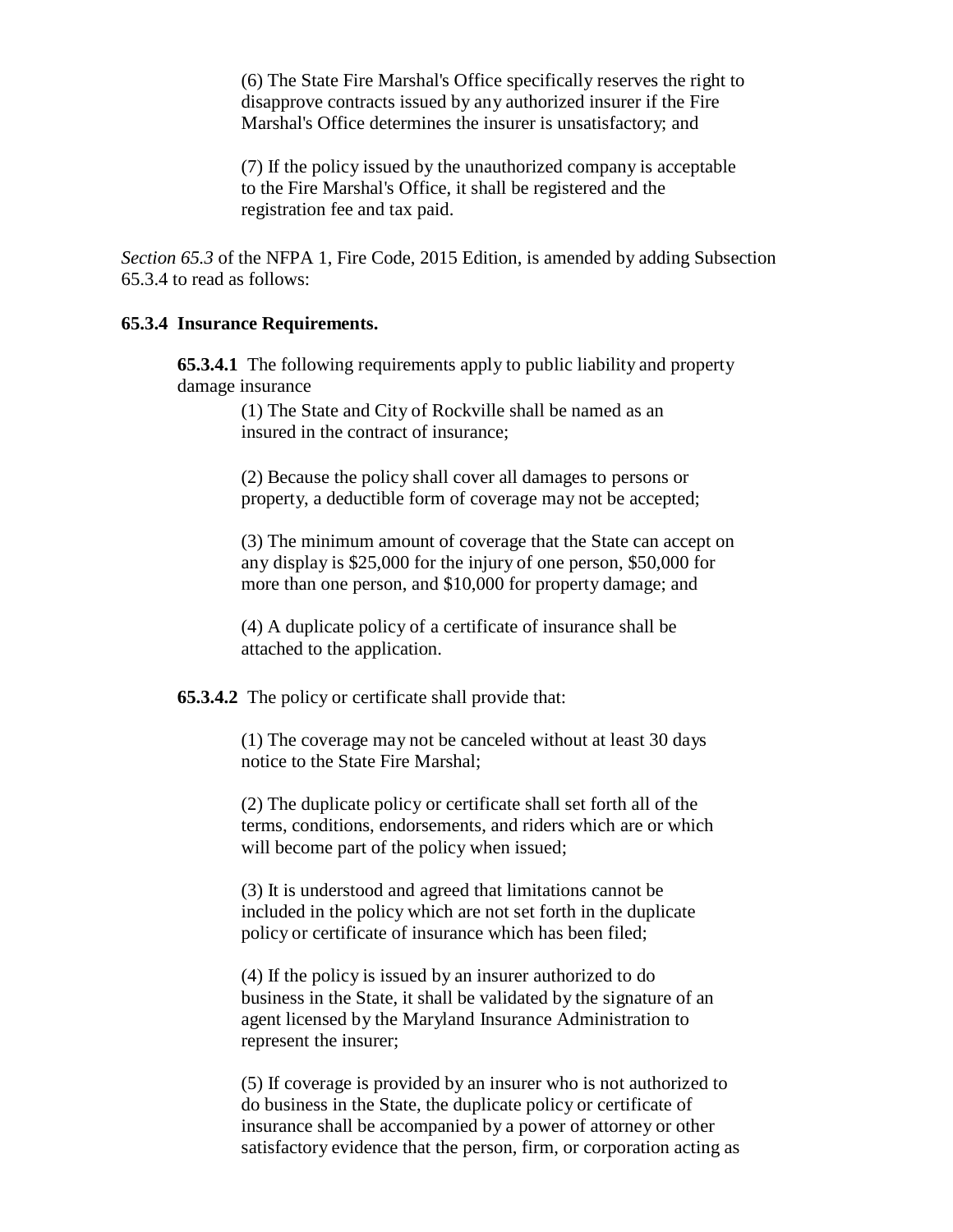(6) The State Fire Marshal's Office specifically reserves the right to disapprove contracts issued by any authorized insurer if the Fire Marshal's Office determines the insurer is unsatisfactory; and

(7) If the policy issued by the unauthorized company is acceptable to the Fire Marshal's Office, it shall be registered and the registration fee and tax paid.

*Section 65.3* of the NFPA 1, Fire Code, 2015 Edition, is amended by adding Subsection 65.3.4 to read as follows:

**65.3.4 Insurance Requirements.**

**65.3.4.1** The following requirements apply to public liability and property damage insurance

(1) The State and City of Rockville shall be named as an insured in the contract of insurance;

(2) Because the policy shall cover all damages to persons or property, a deductible form of coverage may not be accepted;

(3) The minimum amount of coverage that the State can accept on any display is $25,000 for the injury of one person, $50,000 for more than one person, and $10,000 for property damage; and

(4) A duplicate policy of a certificate of insurance shall be attached to the application.

**65.3.4.2** The policy or certificate shall provide that:

(1) The coverage may not be canceled without at least 30 days notice to the State Fire Marshal;

(2) The duplicate policy or certificate shall set forth all of the terms, conditions, endorsements, and riders which are or which will become part of the policy when issued;

(3) It is understood and agreed that limitations cannot be included in the policy which are not set forth in the duplicate policy or certificate of insurance which has been filed;

(4) If the policy is issued by an insurer authorized to do business in the State, it shall be validated by the signature of an agent licensed by the Maryland Insurance Administration to represent the insurer;

(5) If coverage is provided by an insurer who is not authorized to do business in the State, the duplicate policy or certificate of insurance shall be accompanied by a power of attorney or other satisfactory evidence that the person, firm, or corporation acting as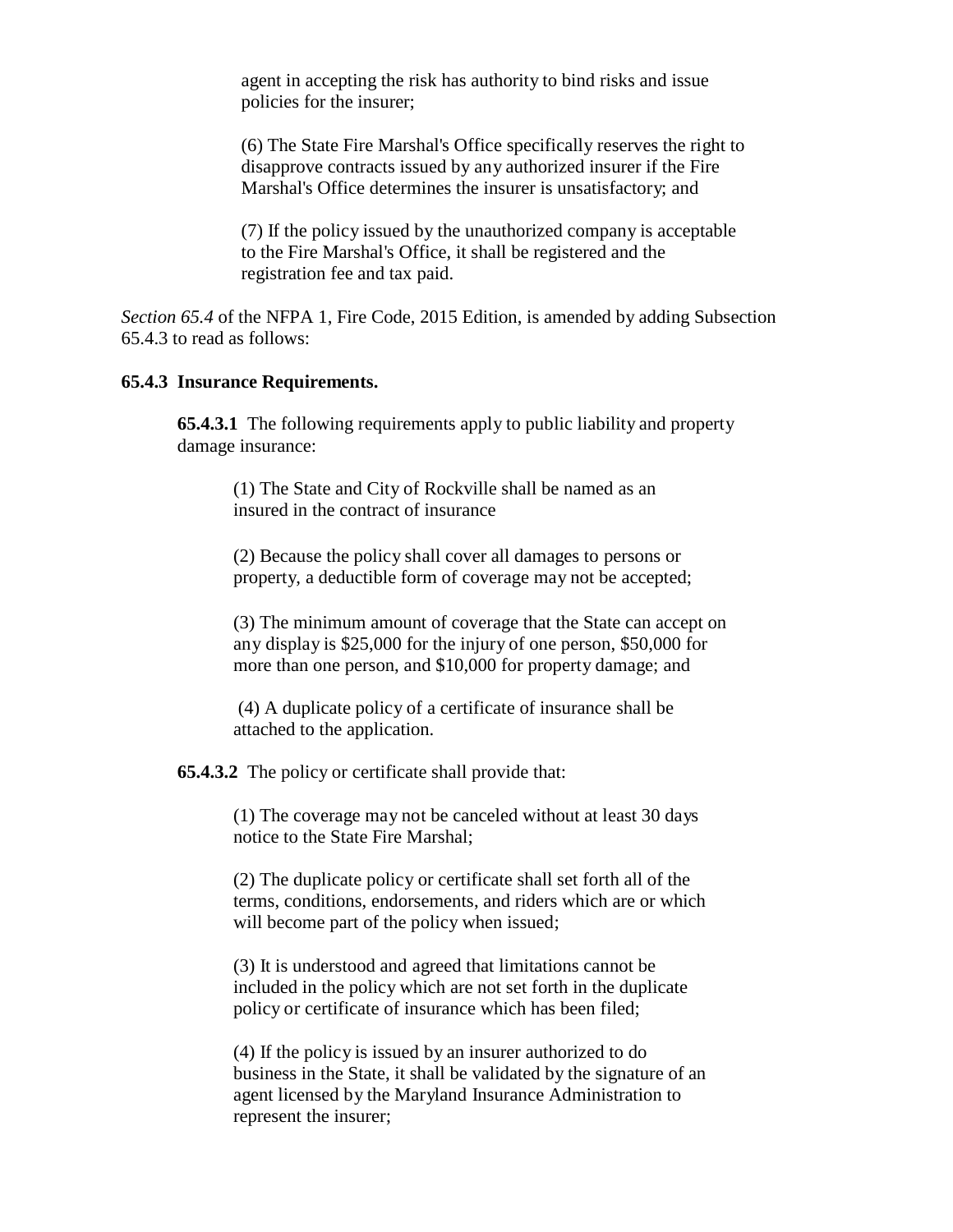agent in accepting the risk has authority to bind risks and issue policies for the insurer;

(6) The State Fire Marshal's Office specifically reserves the right to disapprove contracts issued by any authorized insurer if the Fire Marshal's Office determines the insurer is unsatisfactory; and

(7) If the policy issued by the unauthorized company is acceptable to the Fire Marshal's Office, it shall be registered and the registration fee and tax paid.

*Section 65.4* of the NFPA 1, Fire Code, 2015 Edition, is amended by adding Subsection 65.4.3 to read as follows:

**65.4.3 Insurance Requirements.**

**65.4.3.1** The following requirements apply to public liability and property damage insurance:

(1) The State and City of Rockville shall be named as an insured in the contract of insurance

(2) Because the policy shall cover all damages to persons or property, a deductible form of coverage may not be accepted;

(3) The minimum amount of coverage that the State can accept on any display is $25,000 for the injury of one person, $50,000 for more than one person, and $10,000 for property damage; and

(4) A duplicate policy of a certificate of insurance shall be attached to the application.

**65.4.3.2** The policy or certificate shall provide that:

(1) The coverage may not be canceled without at least 30 days notice to the State Fire Marshal;

(2) The duplicate policy or certificate shall set forth all of the terms, conditions, endorsements, and riders which are or which will become part of the policy when issued;

(3) It is understood and agreed that limitations cannot be included in the policy which are not set forth in the duplicate policy or certificate of insurance which has been filed;

(4) If the policy is issued by an insurer authorized to do business in the State, it shall be validated by the signature of an agent licensed by the Maryland Insurance Administration to represent the insurer;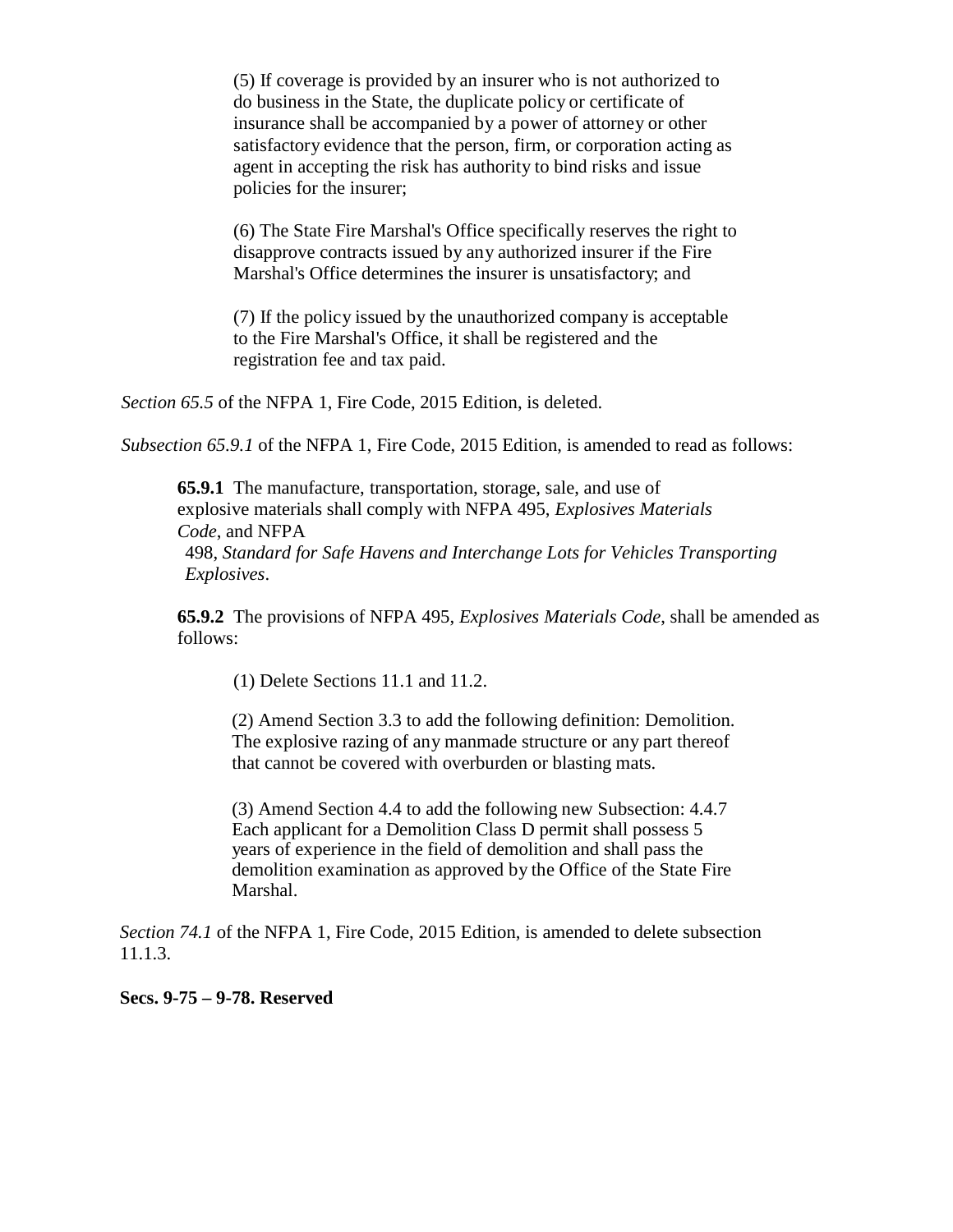(5) If coverage is provided by an insurer who is not authorized to do business in the State, the duplicate policy or certificate of insurance shall be accompanied by a power of attorney or other satisfactory evidence that the person, firm, or corporation acting as agent in accepting the risk has authority to bind risks and issue policies for the insurer;

(6) The State Fire Marshal's Office specifically reserves the right to disapprove contracts issued by any authorized insurer if the Fire Marshal's Office determines the insurer is unsatisfactory; and

(7) If the policy issued by the unauthorized company is acceptable to the Fire Marshal's Office, it shall be registered and the registration fee and tax paid.

*Section 65.5* of the NFPA 1, Fire Code, 2015 Edition, is deleted.

*Subsection 65.9.1* of the NFPA 1, Fire Code, 2015 Edition, is amended to read as follows:

**65.9.1** The manufacture, transportation, storage, sale, and use of explosive materials shall comply with NFPA 495, *Explosives Materials Code*, and NFPA 498, *Standard for Safe Havens and Interchange Lots for Vehicles Transporting Explosives*.

**65.9.2** The provisions of NFPA 495, *Explosives Materials Code*, shall be amended as follows:

(1) Delete Sections 11.1 and 11.2.

(2) Amend Section 3.3 to add the following definition: Demolition. The explosive razing of any manmade structure or any part thereof that cannot be covered with overburden or blasting mats.

(3) Amend Section 4.4 to add the following new Subsection: 4.4.7 Each applicant for a Demolition Class D permit shall possess 5 years of experience in the field of demolition and shall pass the demolition examination as approved by the Office of the State Fire Marshal.

*Section 74.1* of the NFPA 1, Fire Code, 2015 Edition, is amended to delete subsection 11.1.3.

**Secs. 9-75 – 9-78. Reserved**